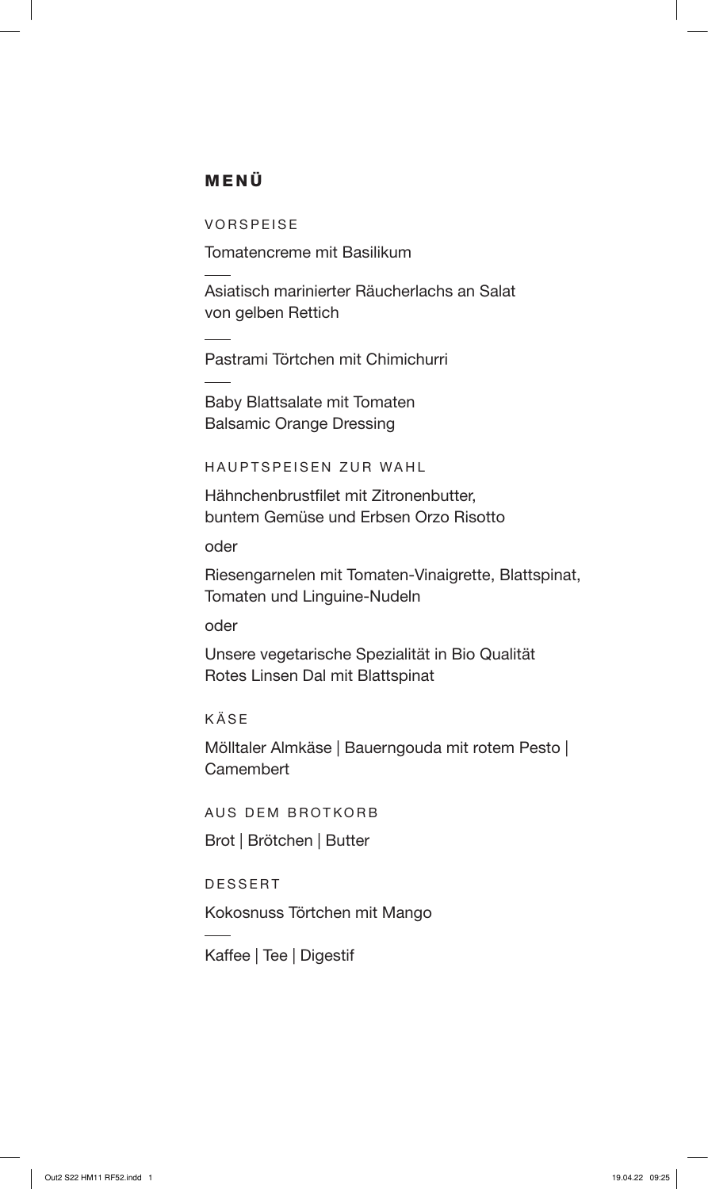# MENÜ

## VORSPEISE

Tomatencreme mit Basilikum

---

Asiatisch marinierter Räucherlachs an Salat
von gelben Rettich

---

Pastrami Törtchen mit Chimichurri

---

Baby Blattsalate mit Tomaten
Balsamic Orange Dressing

## HAUPTSPEISEN ZUR WAHL

Hähnchenbrustfilet mit Zitronenbutter,
buntem Gemüse und Erbsen Orzo Risotto

oder

Riesengarnelen mit Tomaten-Vinaigrette, Blattspinat,
Tomaten und Linguine-Nudeln

oder

Unsere vegetarische Spezialität in Bio Qualität
Rotes Linsen Dal mit Blattspinat

## KÄSE

Mölltaler Almkäse | Bauerngouda mit rotem Pesto |
Camembert

## AUS DEM BROTKORB

Brot | Brötchen | Butter

## DESSERT

Kokosnuss Törtchen mit Mango

---

Kaffee | Tee | Digestif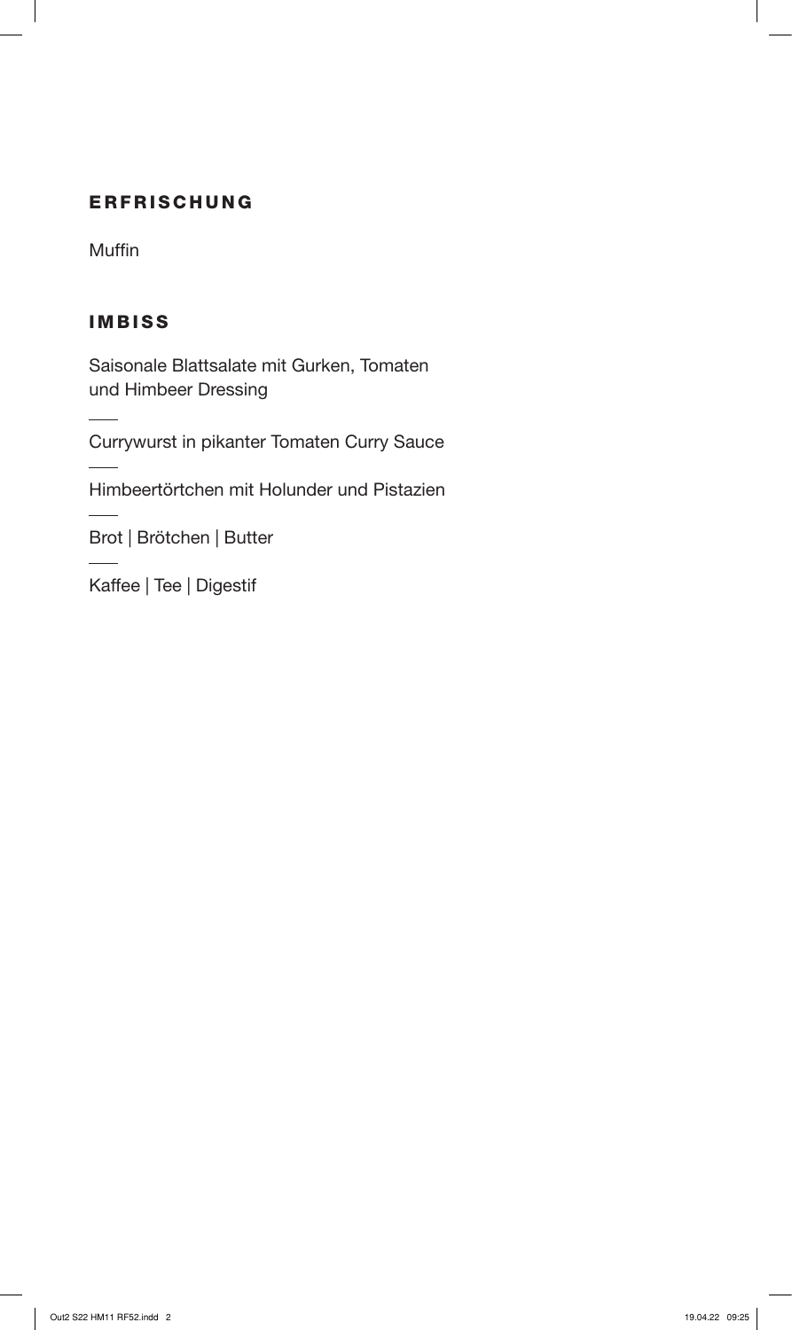## ERFRISCHUNG

Muffin

## IMBISS

Saisonale Blattsalate mit Gurken, Tomaten und Himbeer Dressing

---

Currywurst in pikanter Tomaten Curry Sauce

---

Himbeertörtchen mit Holunder und Pistazien

---

Brot | Brötchen | Butter

---

Kaffee | Tee | Digestif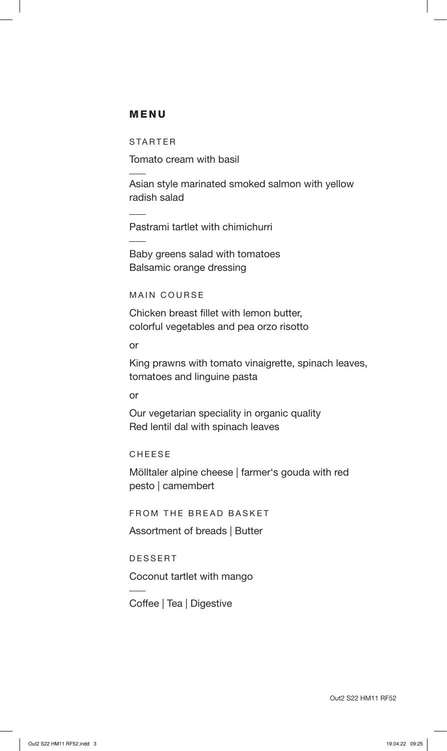# MENU

## STARTER

Tomato cream with basil

---

Asian style marinated smoked salmon with yellow radish salad

---

Pastrami tartlet with chimichurri

---

Baby greens salad with tomatoes
Balsamic orange dressing

## MAIN COURSE

Chicken breast fillet with lemon butter,
colorful vegetables and pea orzo risotto

or

King prawns with tomato vinaigrette, spinach leaves,
tomatoes and linguine pasta

or

Our vegetarian speciality in organic quality
Red lentil dal with spinach leaves

## CHEESE

Mölltaler alpine cheese | farmer's gouda with red pesto | camembert

## FROM THE BREAD BASKET

Assortment of breads | Butter

## DESSERT

Coconut tartlet with mango

---

Coffee | Tea | Digestive

Out2 S22 HM11 RF52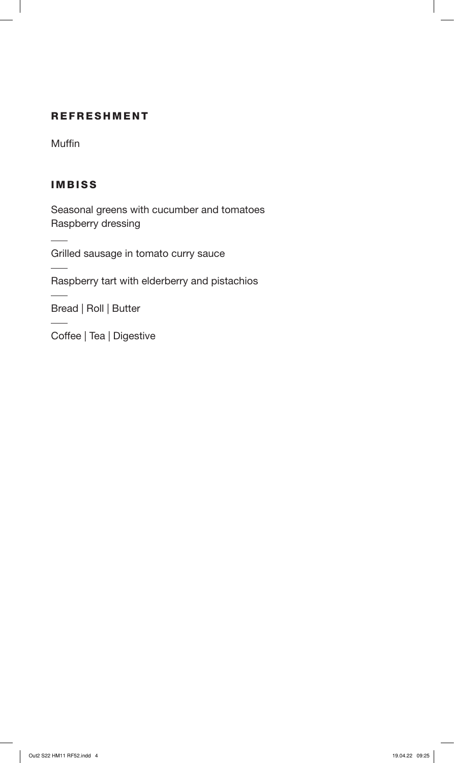## REFRESHMENT

Muffin

## IMBISS

Seasonal greens with cucumber and tomatoes
Raspberry dressing

---

Grilled sausage in tomato curry sauce

---

Raspberry tart with elderberry and pistachios

---

Bread | Roll | Butter

---

Coffee | Tea | Digestive